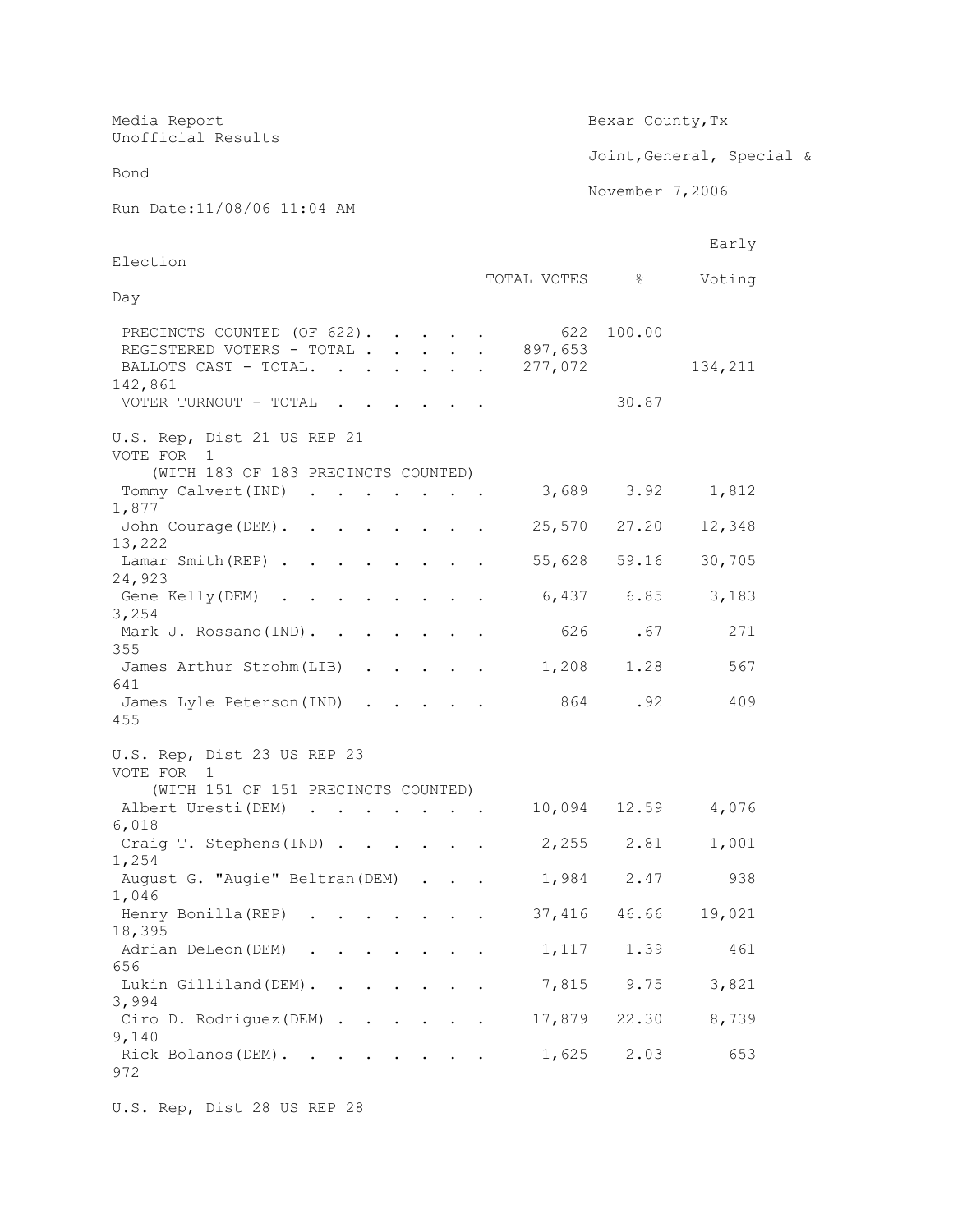Media Report
Unofficial Results

Bexar County,Tx

Joint,General, Special & Bond

November 7,2006

Run Date:11/08/06 11:04 AM

| | TOTAL VOTES | % | Early Voting | Election Day |
|---|---|---|---|---|
| PRECINCTS COUNTED (OF 622) | 622 | 100.00 | | |
| REGISTERED VOTERS - TOTAL | 897,653 | | | |
| BALLOTS CAST - TOTAL | 277,072 | | 134,211 | 142,861 |
| VOTER TURNOUT - TOTAL | | 30.87 | | |

U.S. Rep, Dist 21 US REP 21
VOTE FOR 1
(WITH 183 OF 183 PRECINCTS COUNTED)

| | TOTAL VOTES | % | Early Voting | Election Day |
|---|---|---|---|---|
| Tommy Calvert(IND) | 3,689 | 3.92 | 1,812 | 1,877 |
| John Courage(DEM) | 25,570 | 27.20 | 12,348 | 13,222 |
| Lamar Smith(REP) | 55,628 | 59.16 | 30,705 | 24,923 |
| Gene Kelly(DEM) | 6,437 | 6.85 | 3,183 | 3,254 |
| Mark J. Rossano(IND) | 626 | .67 | 271 | 355 |
| James Arthur Strohm(LIB) | 1,208 | 1.28 | 567 | 641 |
| James Lyle Peterson(IND) | 864 | .92 | 409 | 455 |

U.S. Rep, Dist 23 US REP 23
VOTE FOR 1
(WITH 151 OF 151 PRECINCTS COUNTED)

| | TOTAL VOTES | % | Early Voting | Election Day |
|---|---|---|---|---|
| Albert Uresti(DEM) | 10,094 | 12.59 | 4,076 | 6,018 |
| Craig T. Stephens(IND) | 2,255 | 2.81 | 1,001 | 1,254 |
| August G. "Augie" Beltran(DEM) | 1,984 | 2.47 | 938 | 1,046 |
| Henry Bonilla(REP) | 37,416 | 46.66 | 19,021 | 18,395 |
| Adrian DeLeon(DEM) | 1,117 | 1.39 | 461 | 656 |
| Lukin Gilliland(DEM) | 7,815 | 9.75 | 3,821 | 3,994 |
| Ciro D. Rodriguez(DEM) | 17,879 | 22.30 | 8,739 | 9,140 |
| Rick Bolanos(DEM) | 1,625 | 2.03 | 653 | 972 |

U.S. Rep, Dist 28 US REP 28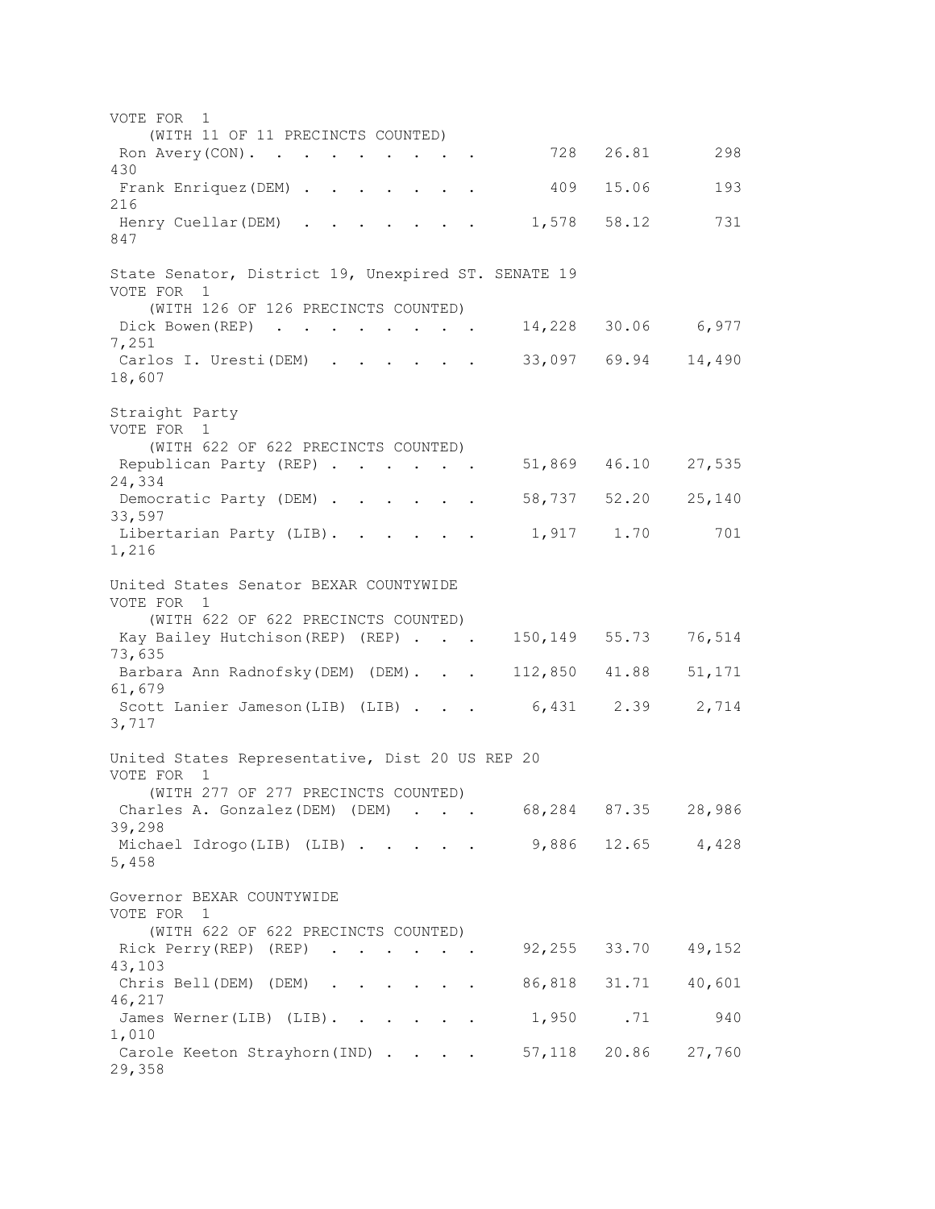VOTE FOR 1
(WITH 11 OF 11 PRECINCTS COUNTED)

| Candidate | Votes | Percent | | |
|---|---|---|---|---|
| Ron Avery(CON). . . . . . . . . . | 728 | 26.81 | 298 | 430 |
| Frank Enriquez(DEM) . . . . . . . . | 409 | 15.06 | 193 | 216 |
| Henry Cuellar(DEM) . . . . . . . . | 1,578 | 58.12 | 731 | 847 |

State Senator, District 19, Unexpired ST. SENATE 19
VOTE FOR 1
(WITH 126 OF 126 PRECINCTS COUNTED)

| Candidate | Votes | Percent | | |
|---|---|---|---|---|
| Dick Bowen(REP) . . . . . . . . . | 14,228 | 30.06 | 6,977 | 7,251 |
| Carlos I. Uresti(DEM) . . . . . . . | 33,097 | 69.94 | 14,490 | 18,607 |

Straight Party
VOTE FOR 1
(WITH 622 OF 622 PRECINCTS COUNTED)

| Candidate | Votes | Percent | | |
|---|---|---|---|---|
| Republican Party (REP) . . . . . . . | 51,869 | 46.10 | 27,535 | 24,334 |
| Democratic Party (DEM) . . . . . . . | 58,737 | 52.20 | 25,140 | 33,597 |
| Libertarian Party (LIB). . . . . . . | 1,917 | 1.70 | 701 | 1,216 |

United States Senator BEXAR COUNTYWIDE
VOTE FOR 1
(WITH 622 OF 622 PRECINCTS COUNTED)

| Candidate | Votes | Percent | | |
|---|---|---|---|---|
| Kay Bailey Hutchison(REP) (REP) . . . | 150,149 | 55.73 | 76,514 | 73,635 |
| Barbara Ann Radnofsky(DEM) (DEM). . . | 112,850 | 41.88 | 51,171 | 61,679 |
| Scott Lanier Jameson(LIB) (LIB) . . . | 6,431 | 2.39 | 2,714 | 3,717 |

United States Representative, Dist 20 US REP 20
VOTE FOR 1
(WITH 277 OF 277 PRECINCTS COUNTED)

| Candidate | Votes | Percent | | |
|---|---|---|---|---|
| Charles A. Gonzalez(DEM) (DEM) . . . | 68,284 | 87.35 | 28,986 | 39,298 |
| Michael Idrogo(LIB) (LIB) . . . . . . | 9,886 | 12.65 | 4,428 | 5,458 |

Governor BEXAR COUNTYWIDE
VOTE FOR 1
(WITH 622 OF 622 PRECINCTS COUNTED)

| Candidate | Votes | Percent | | |
|---|---|---|---|---|
| Rick Perry(REP) (REP) . . . . . . . | 92,255 | 33.70 | 49,152 | 43,103 |
| Chris Bell(DEM) (DEM) . . . . . . . | 86,818 | 31.71 | 40,601 | 46,217 |
| James Werner(LIB) (LIB). . . . . . . | 1,950 | .71 | 940 | 1,010 |
| Carole Keeton Strayhorn(IND) . . . . | 57,118 | 20.86 | 27,760 | 29,358 |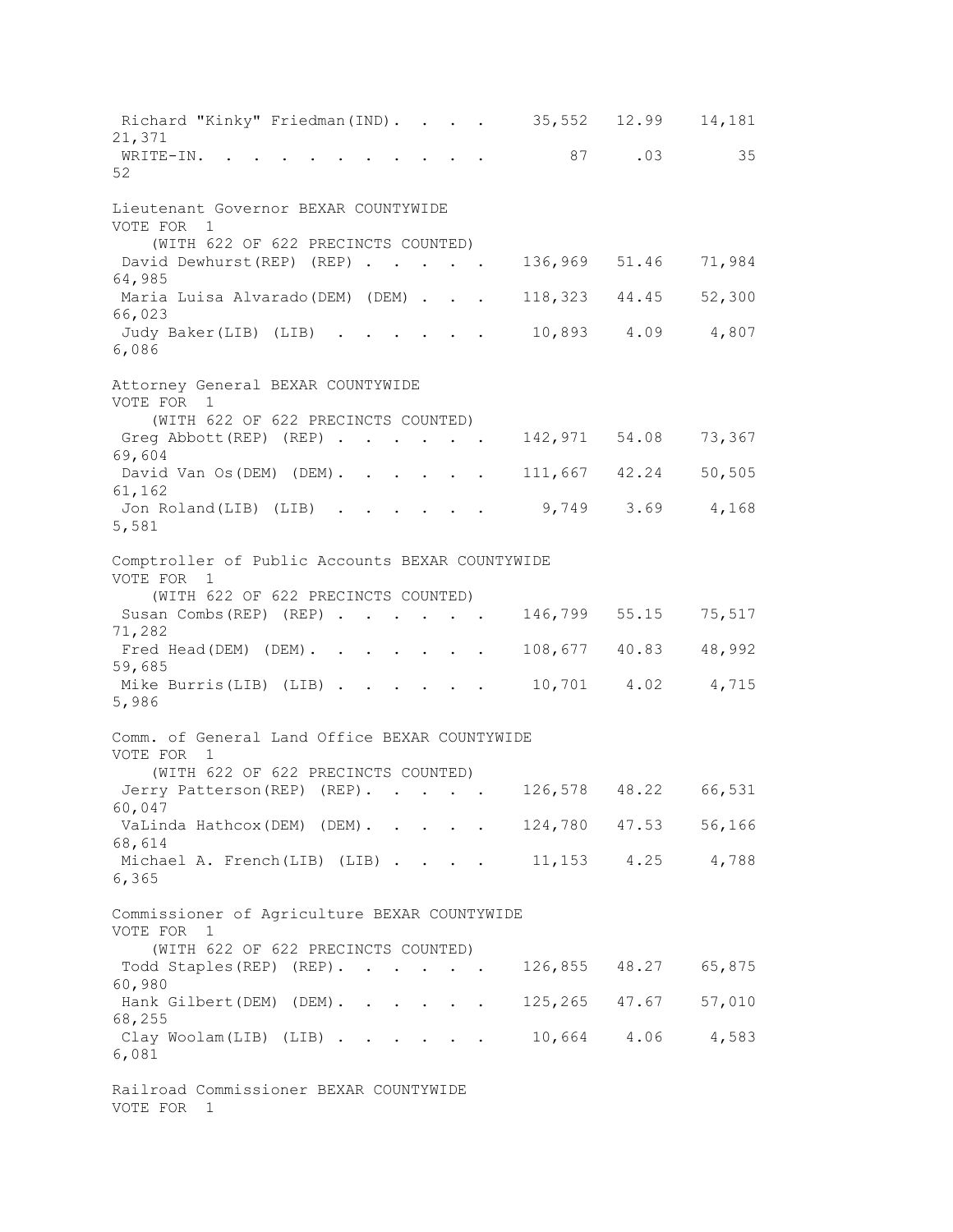```
 Richard "Kinky" Friedman(IND).  .  .  .    35,552   12.99    14,181
21,371
 WRITE-IN.  .  .  .  .  .  .  .  .  .  .        87     .03        35
52

Lieutenant Governor BEXAR COUNTYWIDE
VOTE FOR  1
    (WITH 622 OF 622 PRECINCTS COUNTED)
 David Dewhurst(REP) (REP) .  .  .  .  .   136,969   51.46    71,984
64,985
 Maria Luisa Alvarado(DEM) (DEM) .  .  .   118,323   44.45    52,300
66,023
 Judy Baker(LIB) (LIB)  .  .  .  .  .  .    10,893    4.09     4,807
6,086

Attorney General BEXAR COUNTYWIDE
VOTE FOR  1
    (WITH 622 OF 622 PRECINCTS COUNTED)
 Greg Abbott(REP) (REP) .  .  .  .  .  .   142,971   54.08    73,367
69,604
 David Van Os(DEM) (DEM).  .  .  .  .  .   111,667   42.24    50,505
61,162
 Jon Roland(LIB) (LIB)  .  .  .  .  .  .     9,749    3.69     4,168
5,581

Comptroller of Public Accounts BEXAR COUNTYWIDE
VOTE FOR  1
    (WITH 622 OF 622 PRECINCTS COUNTED)
 Susan Combs(REP) (REP) .  .  .  .  .  .   146,799   55.15    75,517
71,282
 Fred Head(DEM) (DEM).  .  .  .  .  .  .   108,677   40.83    48,992
59,685
 Mike Burris(LIB) (LIB) .  .  .  .  .  .    10,701    4.02     4,715
5,986

Comm. of General Land Office BEXAR COUNTYWIDE
VOTE FOR  1
    (WITH 622 OF 622 PRECINCTS COUNTED)
 Jerry Patterson(REP) (REP).  .  .  .  .   126,578   48.22    66,531
60,047
 VaLinda Hathcox(DEM) (DEM).  .  .  .  .   124,780   47.53    56,166
68,614
 Michael A. French(LIB) (LIB) .  .  .  .    11,153    4.25     4,788
6,365

Commissioner of Agriculture BEXAR COUNTYWIDE
VOTE FOR  1
    (WITH 622 OF 622 PRECINCTS COUNTED)
 Todd Staples(REP) (REP).  .  .  .  .  .   126,855   48.27    65,875
60,980
 Hank Gilbert(DEM) (DEM).  .  .  .  .  .   125,265   47.67    57,010
68,255
 Clay Woolam(LIB) (LIB) .  .  .  .  .  .    10,664    4.06     4,583
6,081

Railroad Commissioner BEXAR COUNTYWIDE
VOTE FOR  1
```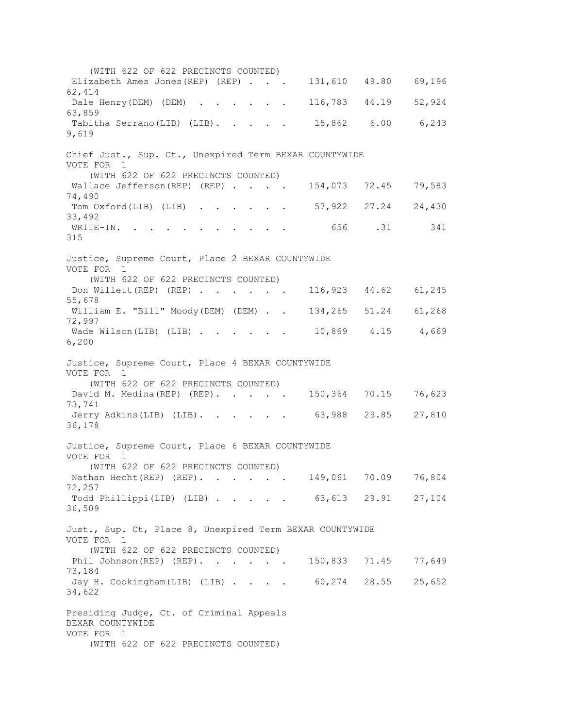(WITH 622 OF 622 PRECINCTS COUNTED)

| Candidate | Total | Percent | | |
|---|---|---|---|---|
| Elizabeth Ames Jones(REP) (REP) . . . | 131,610 | 49.80 | 69,196 | 62,414 |
| Dale Henry(DEM) (DEM) . . . . . . . | 116,783 | 44.19 | 52,924 | 63,859 |
| Tabitha Serrano(LIB) (LIB). . . . . | 15,862 | 6.00 | 6,243 | 9,619 |

Chief Just., Sup. Ct., Unexpired Term BEXAR COUNTYWIDE
VOTE FOR 1
(WITH 622 OF 622 PRECINCTS COUNTED)

| Candidate | Total | Percent | | |
|---|---|---|---|---|
| Wallace Jefferson(REP) (REP) . . . . | 154,073 | 72.45 | 79,583 | 74,490 |
| Tom Oxford(LIB) (LIB) . . . . . . . | 57,922 | 27.24 | 24,430 | 33,492 |
| WRITE-IN. . . . . . . . . . . . | 656 | .31 | 341 | 315 |

Justice, Supreme Court, Place 2 BEXAR COUNTYWIDE
VOTE FOR 1
(WITH 622 OF 622 PRECINCTS COUNTED)

| Candidate | Total | Percent | | |
|---|---|---|---|---|
| Don Willett(REP) (REP) . . . . . . . | 116,923 | 44.62 | 61,245 | 55,678 |
| William E. "Bill" Moody(DEM) (DEM) . . | 134,265 | 51.24 | 61,268 | 72,997 |
| Wade Wilson(LIB) (LIB) . . . . . . . | 10,869 | 4.15 | 4,669 | 6,200 |

Justice, Supreme Court, Place 4 BEXAR COUNTYWIDE
VOTE FOR 1
(WITH 622 OF 622 PRECINCTS COUNTED)

| Candidate | Total | Percent | | |
|---|---|---|---|---|
| David M. Medina(REP) (REP). . . . . | 150,364 | 70.15 | 76,623 | 73,741 |
| Jerry Adkins(LIB) (LIB). . . . . . . | 63,988 | 29.85 | 27,810 | 36,178 |

Justice, Supreme Court, Place 6 BEXAR COUNTYWIDE
VOTE FOR 1
(WITH 622 OF 622 PRECINCTS COUNTED)

| Candidate | Total | Percent | | |
|---|---|---|---|---|
| Nathan Hecht(REP) (REP). . . . . . . | 149,061 | 70.09 | 76,804 | 72,257 |
| Todd Phillippi(LIB) (LIB) . . . . . | 63,613 | 29.91 | 27,104 | 36,509 |

Just., Sup. Ct, Place 8, Unexpired Term BEXAR COUNTYWIDE
VOTE FOR 1
(WITH 622 OF 622 PRECINCTS COUNTED)

| Candidate | Total | Percent | | |
|---|---|---|---|---|
| Phil Johnson(REP) (REP). . . . . . . | 150,833 | 71.45 | 77,649 | 73,184 |
| Jay H. Cookingham(LIB) (LIB) . . . . | 60,274 | 28.55 | 25,652 | 34,622 |

Presiding Judge, Ct. of Criminal Appeals
BEXAR COUNTYWIDE
VOTE FOR 1
(WITH 622 OF 622 PRECINCTS COUNTED)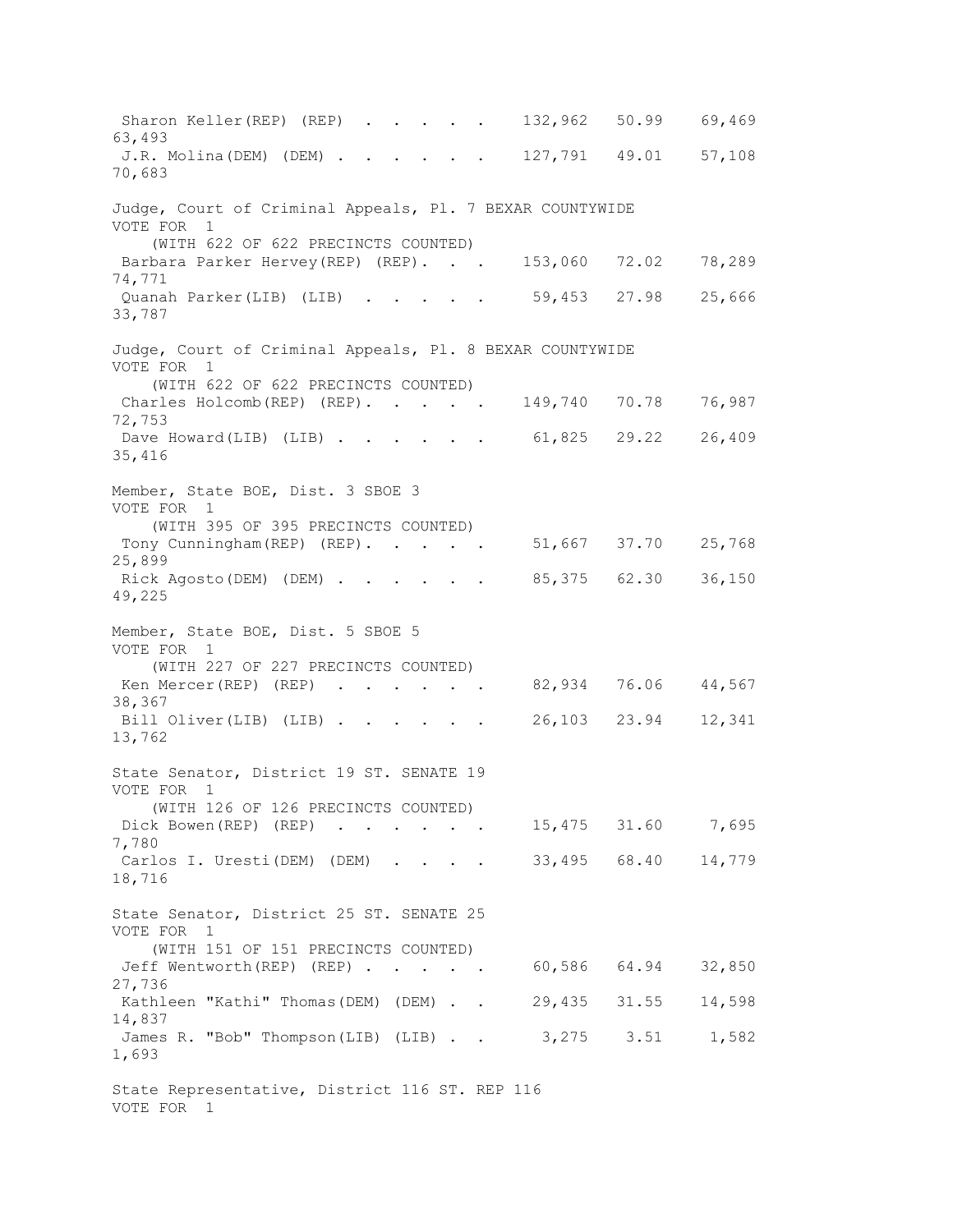| Candidate | Total | Percent | | |
|---|---|---|---|---|
| Sharon Keller(REP) (REP) | 132,962 | 50.99 | 69,469 | 63,493 |
| J.R. Molina(DEM) (DEM) | 127,791 | 49.01 | 57,108 | 70,683 |

Judge, Court of Criminal Appeals, Pl. 7 BEXAR COUNTYWIDE
VOTE FOR 1
(WITH 622 OF 622 PRECINCTS COUNTED)

| Candidate | Total | Percent | | |
|---|---|---|---|---|
| Barbara Parker Hervey(REP) (REP) | 153,060 | 72.02 | 78,289 | 74,771 |
| Quanah Parker(LIB) (LIB) | 59,453 | 27.98 | 25,666 | 33,787 |

Judge, Court of Criminal Appeals, Pl. 8 BEXAR COUNTYWIDE
VOTE FOR 1
(WITH 622 OF 622 PRECINCTS COUNTED)

| Candidate | Total | Percent | | |
|---|---|---|---|---|
| Charles Holcomb(REP) (REP) | 149,740 | 70.78 | 76,987 | 72,753 |
| Dave Howard(LIB) (LIB) | 61,825 | 29.22 | 26,409 | 35,416 |

Member, State BOE, Dist. 3 SBOE 3
VOTE FOR 1
(WITH 395 OF 395 PRECINCTS COUNTED)

| Candidate | Total | Percent | | |
|---|---|---|---|---|
| Tony Cunningham(REP) (REP) | 51,667 | 37.70 | 25,768 | 25,899 |
| Rick Agosto(DEM) (DEM) | 85,375 | 62.30 | 36,150 | 49,225 |

Member, State BOE, Dist. 5 SBOE 5
VOTE FOR 1
(WITH 227 OF 227 PRECINCTS COUNTED)

| Candidate | Total | Percent | | |
|---|---|---|---|---|
| Ken Mercer(REP) (REP) | 82,934 | 76.06 | 44,567 | 38,367 |
| Bill Oliver(LIB) (LIB) | 26,103 | 23.94 | 12,341 | 13,762 |

State Senator, District 19 ST. SENATE 19
VOTE FOR 1
(WITH 126 OF 126 PRECINCTS COUNTED)

| Candidate | Total | Percent | | |
|---|---|---|---|---|
| Dick Bowen(REP) (REP) | 15,475 | 31.60 | 7,695 | 7,780 |
| Carlos I. Uresti(DEM) (DEM) | 33,495 | 68.40 | 14,779 | 18,716 |

State Senator, District 25 ST. SENATE 25
VOTE FOR 1
(WITH 151 OF 151 PRECINCTS COUNTED)

| Candidate | Total | Percent | | |
|---|---|---|---|---|
| Jeff Wentworth(REP) (REP) | 60,586 | 64.94 | 32,850 | 27,736 |
| Kathleen "Kathi" Thomas(DEM) (DEM) | 29,435 | 31.55 | 14,598 | 14,837 |
| James R. "Bob" Thompson(LIB) (LIB) | 3,275 | 3.51 | 1,582 | 1,693 |

State Representative, District 116 ST. REP 116
VOTE FOR 1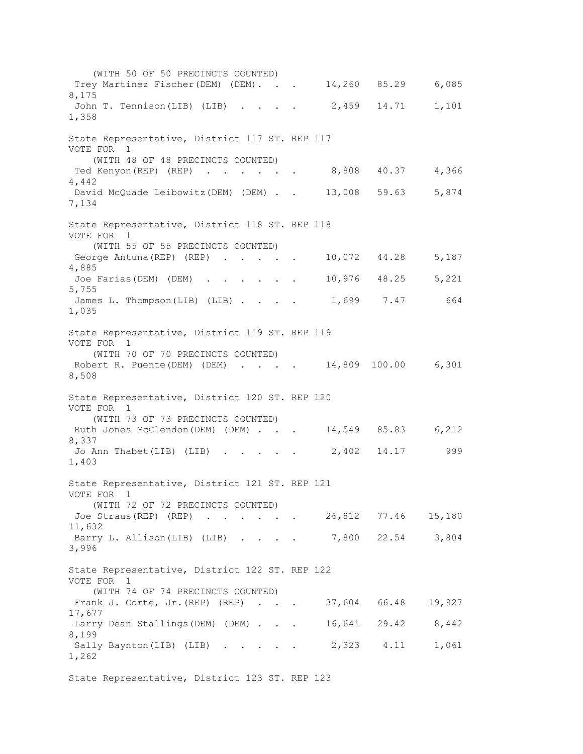(WITH 50 OF 50 PRECINCTS COUNTED)

| Candidate | Total | Percent | | |
|---|---|---|---|---|
| Trey Martinez Fischer(DEM) (DEM) | 14,260 | 85.29 | 6,085 | 8,175 |
| John T. Tennison(LIB) (LIB) | 2,459 | 14.71 | 1,101 | 1,358 |

State Representative, District 117 ST. REP 117
VOTE FOR 1
(WITH 48 OF 48 PRECINCTS COUNTED)

| Candidate | Total | Percent | | |
|---|---|---|---|---|
| Ted Kenyon(REP) (REP) | 8,808 | 40.37 | 4,366 | 4,442 |
| David McQuade Leibowitz(DEM) (DEM) | 13,008 | 59.63 | 5,874 | 7,134 |

State Representative, District 118 ST. REP 118
VOTE FOR 1
(WITH 55 OF 55 PRECINCTS COUNTED)

| Candidate | Total | Percent | | |
|---|---|---|---|---|
| George Antuna(REP) (REP) | 10,072 | 44.28 | 5,187 | 4,885 |
| Joe Farias(DEM) (DEM) | 10,976 | 48.25 | 5,221 | 5,755 |
| James L. Thompson(LIB) (LIB) | 1,699 | 7.47 | 664 | 1,035 |

State Representative, District 119 ST. REP 119
VOTE FOR 1
(WITH 70 OF 70 PRECINCTS COUNTED)

| Candidate | Total | Percent | | |
|---|---|---|---|---|
| Robert R. Puente(DEM) (DEM) | 14,809 | 100.00 | 6,301 | 8,508 |

State Representative, District 120 ST. REP 120
VOTE FOR 1
(WITH 73 OF 73 PRECINCTS COUNTED)

| Candidate | Total | Percent | | |
|---|---|---|---|---|
| Ruth Jones McClendon(DEM) (DEM) | 14,549 | 85.83 | 6,212 | 8,337 |
| Jo Ann Thabet(LIB) (LIB) | 2,402 | 14.17 | 999 | 1,403 |

State Representative, District 121 ST. REP 121
VOTE FOR 1
(WITH 72 OF 72 PRECINCTS COUNTED)

| Candidate | Total | Percent | | |
|---|---|---|---|---|
| Joe Straus(REP) (REP) | 26,812 | 77.46 | 15,180 | 11,632 |
| Barry L. Allison(LIB) (LIB) | 7,800 | 22.54 | 3,804 | 3,996 |

State Representative, District 122 ST. REP 122
VOTE FOR 1
(WITH 74 OF 74 PRECINCTS COUNTED)

| Candidate | Total | Percent | | |
|---|---|---|---|---|
| Frank J. Corte, Jr.(REP) (REP) | 37,604 | 66.48 | 19,927 | 17,677 |
| Larry Dean Stallings(DEM) (DEM) | 16,641 | 29.42 | 8,442 | 8,199 |
| Sally Baynton(LIB) (LIB) | 2,323 | 4.11 | 1,061 | 1,262 |

State Representative, District 123 ST. REP 123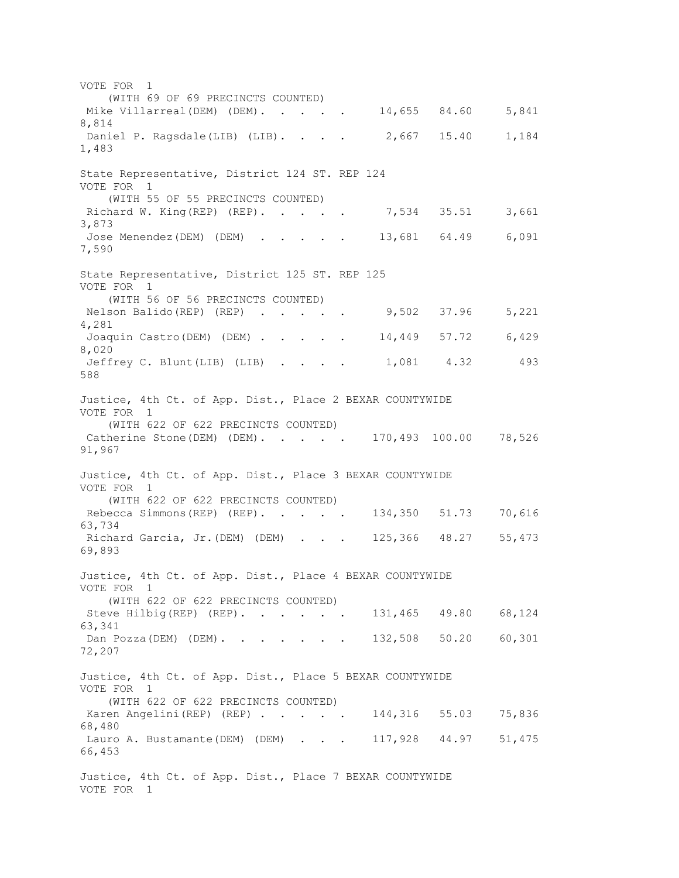VOTE FOR 1
(WITH 69 OF 69 PRECINCTS COUNTED)

| Candidate | Votes | Pct | | |
|---|---|---|---|---|
| Mike Villarreal(DEM) (DEM). . . . . | 14,655 | 84.60 | 5,841 | 8,814 |
| Daniel P. Ragsdale(LIB) (LIB). . . . | 2,667 | 15.40 | 1,184 | 1,483 |

State Representative, District 124 ST. REP 124
VOTE FOR 1
(WITH 55 OF 55 PRECINCTS COUNTED)

| Candidate | Votes | Pct | | |
|---|---|---|---|---|
| Richard W. King(REP) (REP). . . . . | 7,534 | 35.51 | 3,661 | 3,873 |
| Jose Menendez(DEM) (DEM) . . . . . | 13,681 | 64.49 | 6,091 | 7,590 |

State Representative, District 125 ST. REP 125
VOTE FOR 1
(WITH 56 OF 56 PRECINCTS COUNTED)

| Candidate | Votes | Pct | | |
|---|---|---|---|---|
| Nelson Balido(REP) (REP) . . . . . | 9,502 | 37.96 | 5,221 | 4,281 |
| Joaquin Castro(DEM) (DEM) . . . . . | 14,449 | 57.72 | 6,429 | 8,020 |
| Jeffrey C. Blunt(LIB) (LIB) . . . . | 1,081 | 4.32 | 493 | 588 |

Justice, 4th Ct. of App. Dist., Place 2 BEXAR COUNTYWIDE
VOTE FOR 1
(WITH 622 OF 622 PRECINCTS COUNTED)

| Candidate | Votes | Pct | | |
|---|---|---|---|---|
| Catherine Stone(DEM) (DEM). . . . . | 170,493 | 100.00 | 78,526 | 91,967 |

Justice, 4th Ct. of App. Dist., Place 3 BEXAR COUNTYWIDE
VOTE FOR 1
(WITH 622 OF 622 PRECINCTS COUNTED)

| Candidate | Votes | Pct | | |
|---|---|---|---|---|
| Rebecca Simmons(REP) (REP). . . . . | 134,350 | 51.73 | 70,616 | 63,734 |
| Richard Garcia, Jr.(DEM) (DEM) . . . | 125,366 | 48.27 | 55,473 | 69,893 |

Justice, 4th Ct. of App. Dist., Place 4 BEXAR COUNTYWIDE
VOTE FOR 1
(WITH 622 OF 622 PRECINCTS COUNTED)

| Candidate | Votes | Pct | | |
|---|---|---|---|---|
| Steve Hilbig(REP) (REP). . . . . . | 131,465 | 49.80 | 68,124 | 63,341 |
| Dan Pozza(DEM) (DEM). . . . . . . . | 132,508 | 50.20 | 60,301 | 72,207 |

Justice, 4th Ct. of App. Dist., Place 5 BEXAR COUNTYWIDE
VOTE FOR 1
(WITH 622 OF 622 PRECINCTS COUNTED)

| Candidate | Votes | Pct | | |
|---|---|---|---|---|
| Karen Angelini(REP) (REP) . . . . . | 144,316 | 55.03 | 75,836 | 68,480 |
| Lauro A. Bustamante(DEM) (DEM) . . . | 117,928 | 44.97 | 51,475 | 66,453 |

Justice, 4th Ct. of App. Dist., Place 7 BEXAR COUNTYWIDE
VOTE FOR 1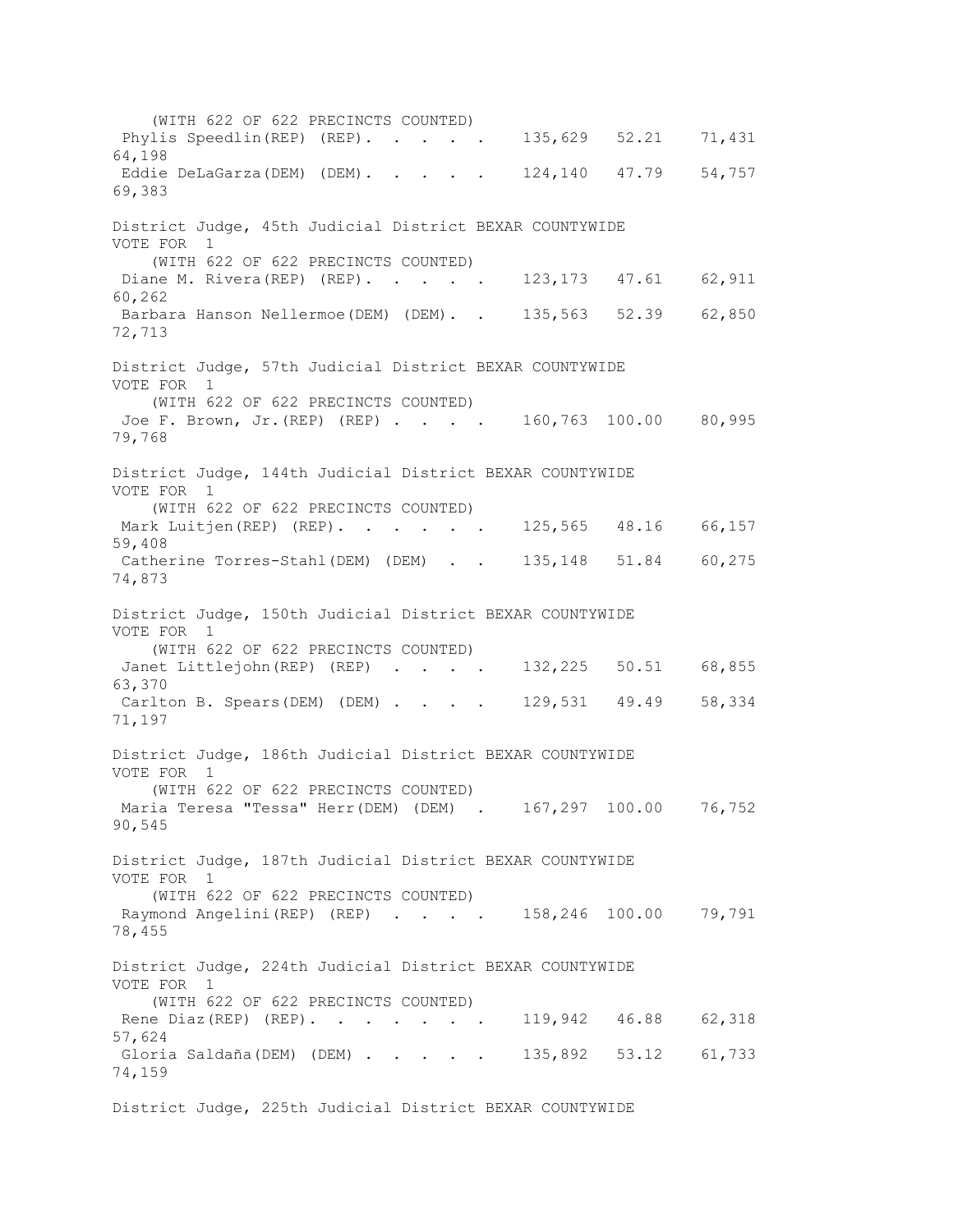(WITH 622 OF 622 PRECINCTS COUNTED)

| Candidate | Votes | Percent | | |
|---|---|---|---|---|
| Phylis Speedlin(REP) (REP). . . . . | 135,629 | 52.21 | 71,431 | 64,198 |
| Eddie DeLaGarza(DEM) (DEM). . . . . | 124,140 | 47.79 | 54,757 | 69,383 |

District Judge, 45th Judicial District BEXAR COUNTYWIDE
VOTE FOR 1
(WITH 622 OF 622 PRECINCTS COUNTED)

| Candidate | Votes | Percent | | |
|---|---|---|---|---|
| Diane M. Rivera(REP) (REP). . . . . | 123,173 | 47.61 | 62,911 | 60,262 |
| Barbara Hanson Nellermoe(DEM) (DEM). . | 135,563 | 52.39 | 62,850 | 72,713 |

District Judge, 57th Judicial District BEXAR COUNTYWIDE
VOTE FOR 1
(WITH 622 OF 622 PRECINCTS COUNTED)

| Candidate | Votes | Percent | | |
|---|---|---|---|---|
| Joe F. Brown, Jr.(REP) (REP) . . . . | 160,763 | 100.00 | 80,995 | 79,768 |

District Judge, 144th Judicial District BEXAR COUNTYWIDE
VOTE FOR 1
(WITH 622 OF 622 PRECINCTS COUNTED)

| Candidate | Votes | Percent | | |
|---|---|---|---|---|
| Mark Luitjen(REP) (REP). . . . . . | 125,565 | 48.16 | 66,157 | 59,408 |
| Catherine Torres-Stahl(DEM) (DEM) . . | 135,148 | 51.84 | 60,275 | 74,873 |

District Judge, 150th Judicial District BEXAR COUNTYWIDE
VOTE FOR 1
(WITH 622 OF 622 PRECINCTS COUNTED)

| Candidate | Votes | Percent | | |
|---|---|---|---|---|
| Janet Littlejohn(REP) (REP) . . . . | 132,225 | 50.51 | 68,855 | 63,370 |
| Carlton B. Spears(DEM) (DEM) . . . . | 129,531 | 49.49 | 58,334 | 71,197 |

District Judge, 186th Judicial District BEXAR COUNTYWIDE
VOTE FOR 1
(WITH 622 OF 622 PRECINCTS COUNTED)

| Candidate | Votes | Percent | | |
|---|---|---|---|---|
| Maria Teresa "Tessa" Herr(DEM) (DEM) . | 167,297 | 100.00 | 76,752 | 90,545 |

District Judge, 187th Judicial District BEXAR COUNTYWIDE
VOTE FOR 1
(WITH 622 OF 622 PRECINCTS COUNTED)

| Candidate | Votes | Percent | | |
|---|---|---|---|---|
| Raymond Angelini(REP) (REP) . . . . | 158,246 | 100.00 | 79,791 | 78,455 |

District Judge, 224th Judicial District BEXAR COUNTYWIDE
VOTE FOR 1
(WITH 622 OF 622 PRECINCTS COUNTED)

| Candidate | Votes | Percent | | |
|---|---|---|---|---|
| Rene Diaz(REP) (REP). . . . . . . . | 119,942 | 46.88 | 62,318 | 57,624 |
| Gloria Saldaña(DEM) (DEM) . . . . . | 135,892 | 53.12 | 61,733 | 74,159 |

District Judge, 225th Judicial District BEXAR COUNTYWIDE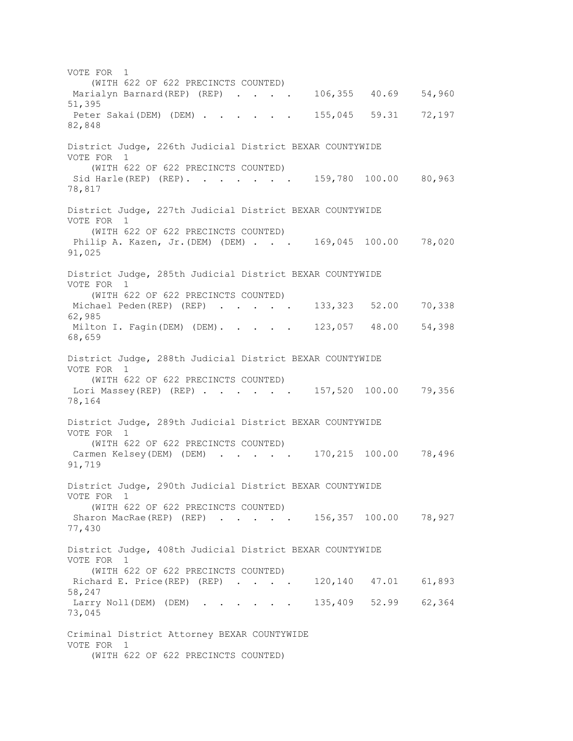VOTE FOR 1
(WITH 622 OF 622 PRECINCTS COUNTED)

| Candidate | Votes | Percent | | |
|---|---|---|---|---|
| Marialyn Barnard(REP) (REP) . . . . . | 106,355 | 40.69 | 54,960 | 51,395 |
| Peter Sakai(DEM) (DEM) . . . . . . . | 155,045 | 59.31 | 72,197 | 82,848 |

District Judge, 226th Judicial District BEXAR COUNTYWIDE
VOTE FOR 1
(WITH 622 OF 622 PRECINCTS COUNTED)

| Candidate | Votes | Percent | | |
|---|---|---|---|---|
| Sid Harle(REP) (REP). . . . . . . . | 159,780 | 100.00 | 80,963 | 78,817 |

District Judge, 227th Judicial District BEXAR COUNTYWIDE
VOTE FOR 1
(WITH 622 OF 622 PRECINCTS COUNTED)

| Candidate | Votes | Percent | | |
|---|---|---|---|---|
| Philip A. Kazen, Jr.(DEM) (DEM) . . . | 169,045 | 100.00 | 78,020 | 91,025 |

District Judge, 285th Judicial District BEXAR COUNTYWIDE
VOTE FOR 1
(WITH 622 OF 622 PRECINCTS COUNTED)

| Candidate | Votes | Percent | | |
|---|---|---|---|---|
| Michael Peden(REP) (REP) . . . . . . | 133,323 | 52.00 | 70,338 | 62,985 |
| Milton I. Fagin(DEM) (DEM). . . . . | 123,057 | 48.00 | 54,398 | 68,659 |

District Judge, 288th Judicial District BEXAR COUNTYWIDE
VOTE FOR 1
(WITH 622 OF 622 PRECINCTS COUNTED)

| Candidate | Votes | Percent | | |
|---|---|---|---|---|
| Lori Massey(REP) (REP) . . . . . . . | 157,520 | 100.00 | 79,356 | 78,164 |

District Judge, 289th Judicial District BEXAR COUNTYWIDE
VOTE FOR 1
(WITH 622 OF 622 PRECINCTS COUNTED)

| Candidate | Votes | Percent | | |
|---|---|---|---|---|
| Carmen Kelsey(DEM) (DEM) . . . . . . | 170,215 | 100.00 | 78,496 | 91,719 |

District Judge, 290th Judicial District BEXAR COUNTYWIDE
VOTE FOR 1
(WITH 622 OF 622 PRECINCTS COUNTED)

| Candidate | Votes | Percent | | |
|---|---|---|---|---|
| Sharon MacRae(REP) (REP) . . . . . . | 156,357 | 100.00 | 78,927 | 77,430 |

District Judge, 408th Judicial District BEXAR COUNTYWIDE
VOTE FOR 1
(WITH 622 OF 622 PRECINCTS COUNTED)

| Candidate | Votes | Percent | | |
|---|---|---|---|---|
| Richard E. Price(REP) (REP) . . . . . | 120,140 | 47.01 | 61,893 | 58,247 |
| Larry Noll(DEM) (DEM) . . . . . . . | 135,409 | 52.99 | 62,364 | 73,045 |

Criminal District Attorney BEXAR COUNTYWIDE
VOTE FOR 1
(WITH 622 OF 622 PRECINCTS COUNTED)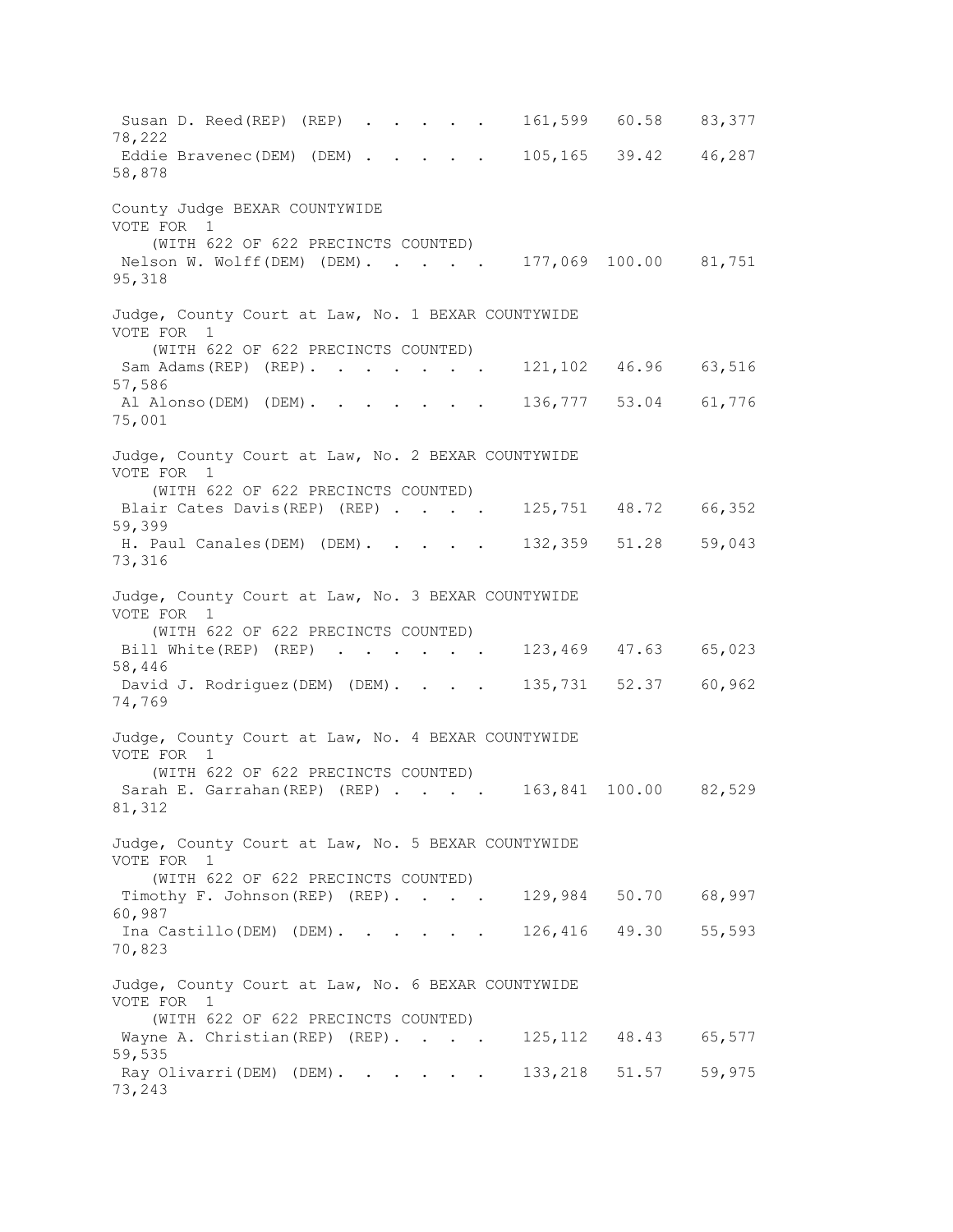```
 Susan D. Reed(REP) (REP)  . . . . . .   161,599   60.58    83,377
78,222
 Eddie Bravenec(DEM) (DEM) . . . . . .   105,165   39.42    46,287
58,878

County Judge BEXAR COUNTYWIDE
VOTE FOR  1
    (WITH 622 OF 622 PRECINCTS COUNTED)
 Nelson W. Wolff(DEM) (DEM). . . . . .   177,069 100.00    81,751
95,318

Judge, County Court at Law, No. 1 BEXAR COUNTYWIDE
VOTE FOR  1
    (WITH 622 OF 622 PRECINCTS COUNTED)
 Sam Adams(REP) (REP). . . . . . . . .   121,102   46.96    63,516
57,586
 Al Alonso(DEM) (DEM). . . . . . . . .   136,777   53.04    61,776
75,001

Judge, County Court at Law, No. 2 BEXAR COUNTYWIDE
VOTE FOR  1
    (WITH 622 OF 622 PRECINCTS COUNTED)
 Blair Cates Davis(REP) (REP) . . . . .   125,751   48.72    66,352
59,399
 H. Paul Canales(DEM) (DEM). . . . . .   132,359   51.28    59,043
73,316

Judge, County Court at Law, No. 3 BEXAR COUNTYWIDE
VOTE FOR  1
    (WITH 622 OF 622 PRECINCTS COUNTED)
 Bill White(REP) (REP)  . . . . . . .   123,469   47.63    65,023
58,446
 David J. Rodriguez(DEM) (DEM). . . . .   135,731   52.37    60,962
74,769

Judge, County Court at Law, No. 4 BEXAR COUNTYWIDE
VOTE FOR  1
    (WITH 622 OF 622 PRECINCTS COUNTED)
 Sarah E. Garrahan(REP) (REP) . . . . .   163,841 100.00    82,529
81,312

Judge, County Court at Law, No. 5 BEXAR COUNTYWIDE
VOTE FOR  1
    (WITH 622 OF 622 PRECINCTS COUNTED)
 Timothy F. Johnson(REP) (REP). . . . .   129,984   50.70    68,997
60,987
 Ina Castillo(DEM) (DEM). . . . . . .   126,416   49.30    55,593
70,823

Judge, County Court at Law, No. 6 BEXAR COUNTYWIDE
VOTE FOR  1
    (WITH 622 OF 622 PRECINCTS COUNTED)
 Wayne A. Christian(REP) (REP). . . . .   125,112   48.43    65,577
59,535
 Ray Olivarri(DEM) (DEM). . . . . . .   133,218   51.57    59,975
73,243
```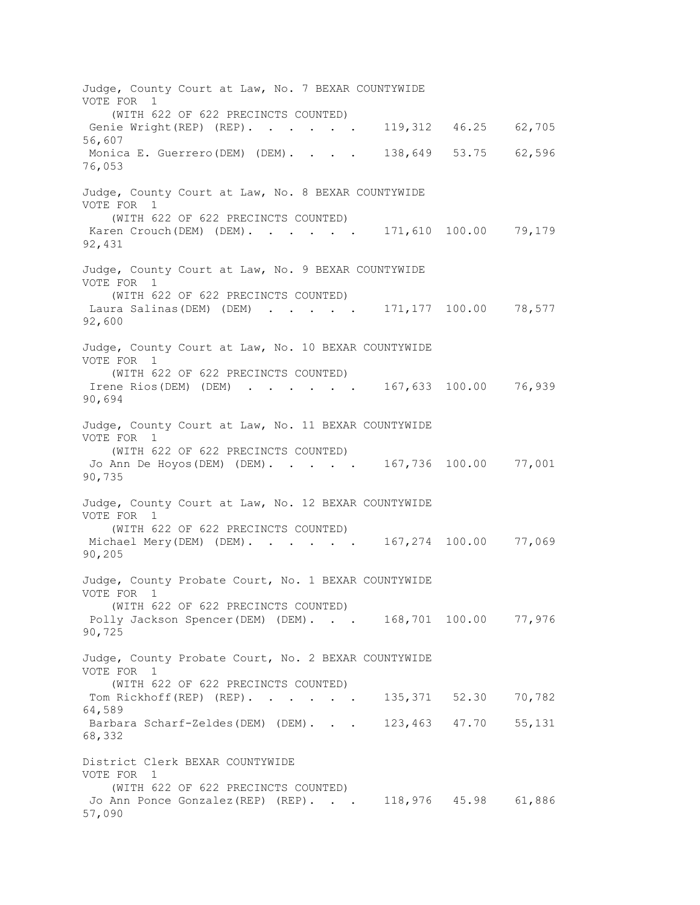Judge, County Court at Law, No. 7 BEXAR COUNTYWIDE
VOTE FOR 1
(WITH 622 OF 622 PRECINCTS COUNTED)

| Candidate | Votes | Percent | | |
|---|---|---|---|---|
| Genie Wright(REP) (REP). . . . . . . | 119,312 | 46.25 | 62,705 | 56,607 |
| Monica E. Guerrero(DEM) (DEM). . . . | 138,649 | 53.75 | 62,596 | 76,053 |

Judge, County Court at Law, No. 8 BEXAR COUNTYWIDE
VOTE FOR 1
(WITH 622 OF 622 PRECINCTS COUNTED)

| Candidate | Votes | Percent | | |
|---|---|---|---|---|
| Karen Crouch(DEM) (DEM). . . . . . . | 171,610 | 100.00 | 79,179 | 92,431 |

Judge, County Court at Law, No. 9 BEXAR COUNTYWIDE
VOTE FOR 1
(WITH 622 OF 622 PRECINCTS COUNTED)

| Candidate | Votes | Percent | | |
|---|---|---|---|---|
| Laura Salinas(DEM) (DEM) . . . . . . | 171,177 | 100.00 | 78,577 | 92,600 |

Judge, County Court at Law, No. 10 BEXAR COUNTYWIDE
VOTE FOR 1
(WITH 622 OF 622 PRECINCTS COUNTED)

| Candidate | Votes | Percent | | |
|---|---|---|---|---|
| Irene Rios(DEM) (DEM) . . . . . . . | 167,633 | 100.00 | 76,939 | 90,694 |

Judge, County Court at Law, No. 11 BEXAR COUNTYWIDE
VOTE FOR 1
(WITH 622 OF 622 PRECINCTS COUNTED)

| Candidate | Votes | Percent | | |
|---|---|---|---|---|
| Jo Ann De Hoyos(DEM) (DEM). . . . . | 167,736 | 100.00 | 77,001 | 90,735 |

Judge, County Court at Law, No. 12 BEXAR COUNTYWIDE
VOTE FOR 1
(WITH 622 OF 622 PRECINCTS COUNTED)

| Candidate | Votes | Percent | | |
|---|---|---|---|---|
| Michael Mery(DEM) (DEM). . . . . . . | 167,274 | 100.00 | 77,069 | 90,205 |

Judge, County Probate Court, No. 1 BEXAR COUNTYWIDE
VOTE FOR 1
(WITH 622 OF 622 PRECINCTS COUNTED)

| Candidate | Votes | Percent | | |
|---|---|---|---|---|
| Polly Jackson Spencer(DEM) (DEM). . . | 168,701 | 100.00 | 77,976 | 90,725 |

Judge, County Probate Court, No. 2 BEXAR COUNTYWIDE
VOTE FOR 1
(WITH 622 OF 622 PRECINCTS COUNTED)

| Candidate | Votes | Percent | | |
|---|---|---|---|---|
| Tom Rickhoff(REP) (REP). . . . . . . | 135,371 | 52.30 | 70,782 | 64,589 |
| Barbara Scharf-Zeldes(DEM) (DEM). . . | 123,463 | 47.70 | 55,131 | 68,332 |

District Clerk BEXAR COUNTYWIDE
VOTE FOR 1
(WITH 622 OF 622 PRECINCTS COUNTED)

| Candidate | Votes | Percent | | |
|---|---|---|---|---|
| Jo Ann Ponce Gonzalez(REP) (REP). . . | 118,976 | 45.98 | 61,886 | 57,090 |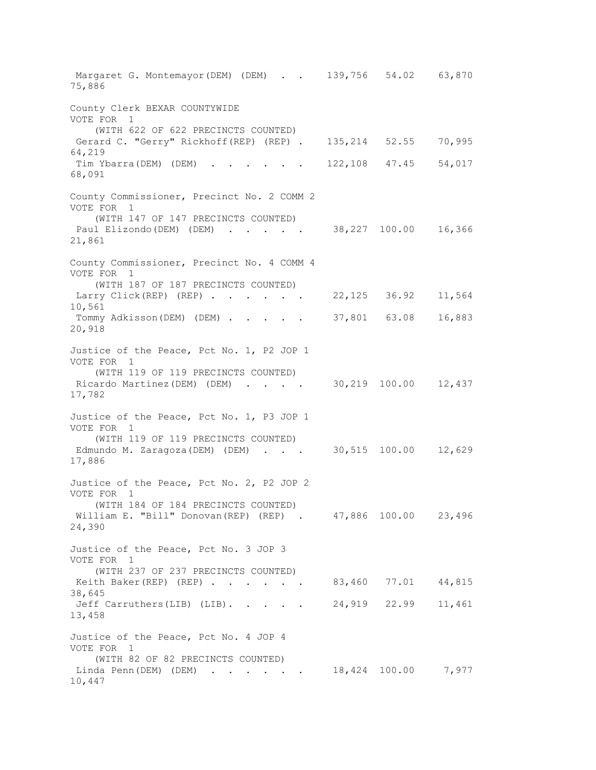Margaret G. Montemayor(DEM) (DEM) . . . 139,756 54.02 63,870 75,886

County Clerk BEXAR COUNTYWIDE
VOTE FOR 1
(WITH 622 OF 622 PRECINCTS COUNTED)

| Candidate | Votes | Percent | | |
|---|---|---|---|---|
| Gerard C. "Gerry" Rickhoff(REP) (REP) . | 135,214 | 52.55 | 70,995 | 64,219 |
| Tim Ybarra(DEM) (DEM) . . . . . . . | 122,108 | 47.45 | 54,017 | 68,091 |

County Commissioner, Precinct No. 2 COMM 2
VOTE FOR 1
(WITH 147 OF 147 PRECINCTS COUNTED)

| Candidate | Votes | Percent | | |
|---|---|---|---|---|
| Paul Elizondo(DEM) (DEM) . . . . . . | 38,227 | 100.00 | 16,366 | 21,861 |

County Commissioner, Precinct No. 4 COMM 4
VOTE FOR 1
(WITH 187 OF 187 PRECINCTS COUNTED)

| Candidate | Votes | Percent | | |
|---|---|---|---|---|
| Larry Click(REP) (REP) . . . . . . . | 22,125 | 36.92 | 11,564 | 10,561 |
| Tommy Adkisson(DEM) (DEM) . . . . . . | 37,801 | 63.08 | 16,883 | 20,918 |

Justice of the Peace, Pct No. 1, P2 JOP 1
VOTE FOR 1
(WITH 119 OF 119 PRECINCTS COUNTED)

| Candidate | Votes | Percent | | |
|---|---|---|---|---|
| Ricardo Martinez(DEM) (DEM) . . . . . | 30,219 | 100.00 | 12,437 | 17,782 |

Justice of the Peace, Pct No. 1, P3 JOP 1
VOTE FOR 1
(WITH 119 OF 119 PRECINCTS COUNTED)

| Candidate | Votes | Percent | | |
|---|---|---|---|---|
| Edmundo M. Zaragoza(DEM) (DEM) . . . . | 30,515 | 100.00 | 12,629 | 17,886 |

Justice of the Peace, Pct No. 2, P2 JOP 2
VOTE FOR 1
(WITH 184 OF 184 PRECINCTS COUNTED)

| Candidate | Votes | Percent | | |
|---|---|---|---|---|
| William E. "Bill" Donovan(REP) (REP) . | 47,886 | 100.00 | 23,496 | 24,390 |

Justice of the Peace, Pct No. 3 JOP 3
VOTE FOR 1
(WITH 237 OF 237 PRECINCTS COUNTED)

| Candidate | Votes | Percent | | |
|---|---|---|---|---|
| Keith Baker(REP) (REP) . . . . . . . | 83,460 | 77.01 | 44,815 | 38,645 |
| Jeff Carruthers(LIB) (LIB). . . . . . | 24,919 | 22.99 | 11,461 | 13,458 |

Justice of the Peace, Pct No. 4 JOP 4
VOTE FOR 1
(WITH 82 OF 82 PRECINCTS COUNTED)

| Candidate | Votes | Percent | | |
|---|---|---|---|---|
| Linda Penn(DEM) (DEM) . . . . . . . | 18,424 | 100.00 | 7,977 | 10,447 |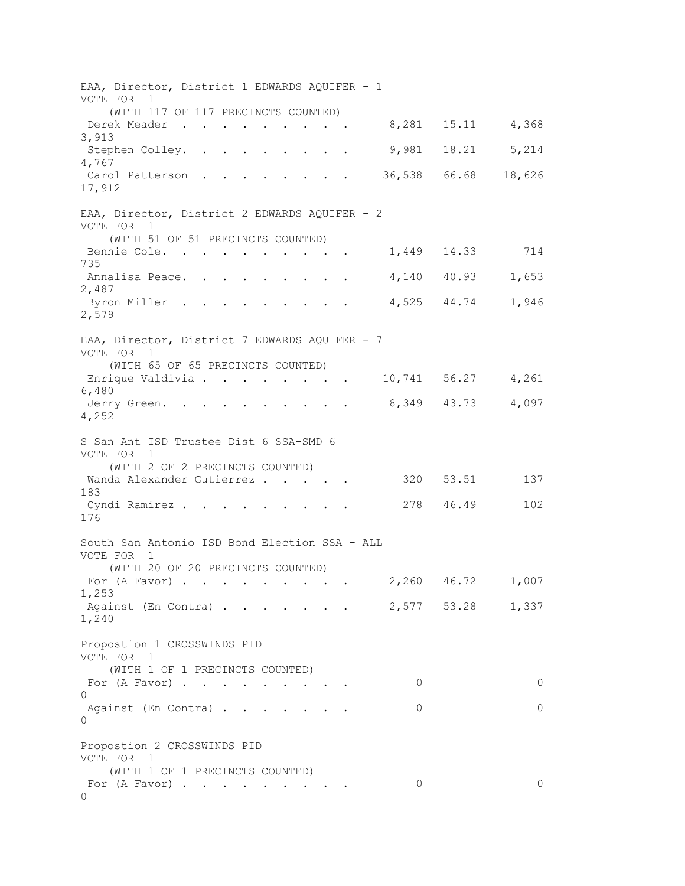EAA, Director, District 1 EDWARDS AQUIFER - 1
VOTE FOR 1
(WITH 117 OF 117 PRECINCTS COUNTED)

| Candidate | Votes | Percent | | |
|---|---|---|---|---|
| Derek Meader | 8,281 | 15.11 | 4,368 | 3,913 |
| Stephen Colley | 9,981 | 18.21 | 5,214 | 4,767 |
| Carol Patterson | 36,538 | 66.68 | 18,626 | 17,912 |

EAA, Director, District 2 EDWARDS AQUIFER - 2
VOTE FOR 1
(WITH 51 OF 51 PRECINCTS COUNTED)

| Candidate | Votes | Percent | | |
|---|---|---|---|---|
| Bennie Cole | 1,449 | 14.33 | 714 | 735 |
| Annalisa Peace | 4,140 | 40.93 | 1,653 | 2,487 |
| Byron Miller | 4,525 | 44.74 | 1,946 | 2,579 |

EAA, Director, District 7 EDWARDS AQUIFER - 7
VOTE FOR 1
(WITH 65 OF 65 PRECINCTS COUNTED)

| Candidate | Votes | Percent | | |
|---|---|---|---|---|
| Enrique Valdivia | 10,741 | 56.27 | 4,261 | 6,480 |
| Jerry Green | 8,349 | 43.73 | 4,097 | 4,252 |

S San Ant ISD Trustee Dist 6 SSA-SMD 6
VOTE FOR 1
(WITH 2 OF 2 PRECINCTS COUNTED)

| Candidate | Votes | Percent | | |
|---|---|---|---|---|
| Wanda Alexander Gutierrez | 320 | 53.51 | 137 | 183 |
| Cyndi Ramirez | 278 | 46.49 | 102 | 176 |

South San Antonio ISD Bond Election SSA - ALL
VOTE FOR 1
(WITH 20 OF 20 PRECINCTS COUNTED)

| Choice | Votes | Percent | | |
|---|---|---|---|---|
| For (A Favor) | 2,260 | 46.72 | 1,007 | 1,253 |
| Against (En Contra) | 2,577 | 53.28 | 1,337 | 1,240 |

Propostion 1 CROSSWINDS PID
VOTE FOR 1
(WITH 1 OF 1 PRECINCTS COUNTED)

| Choice | Votes | Percent | | |
|---|---|---|---|---|
| For (A Favor) | 0 | | 0 | 0 |
| Against (En Contra) | 0 | | 0 | 0 |

Propostion 2 CROSSWINDS PID
VOTE FOR 1
(WITH 1 OF 1 PRECINCTS COUNTED)

| Choice | Votes | Percent | | |
|---|---|---|---|---|
| For (A Favor) | 0 | | 0 | 0 |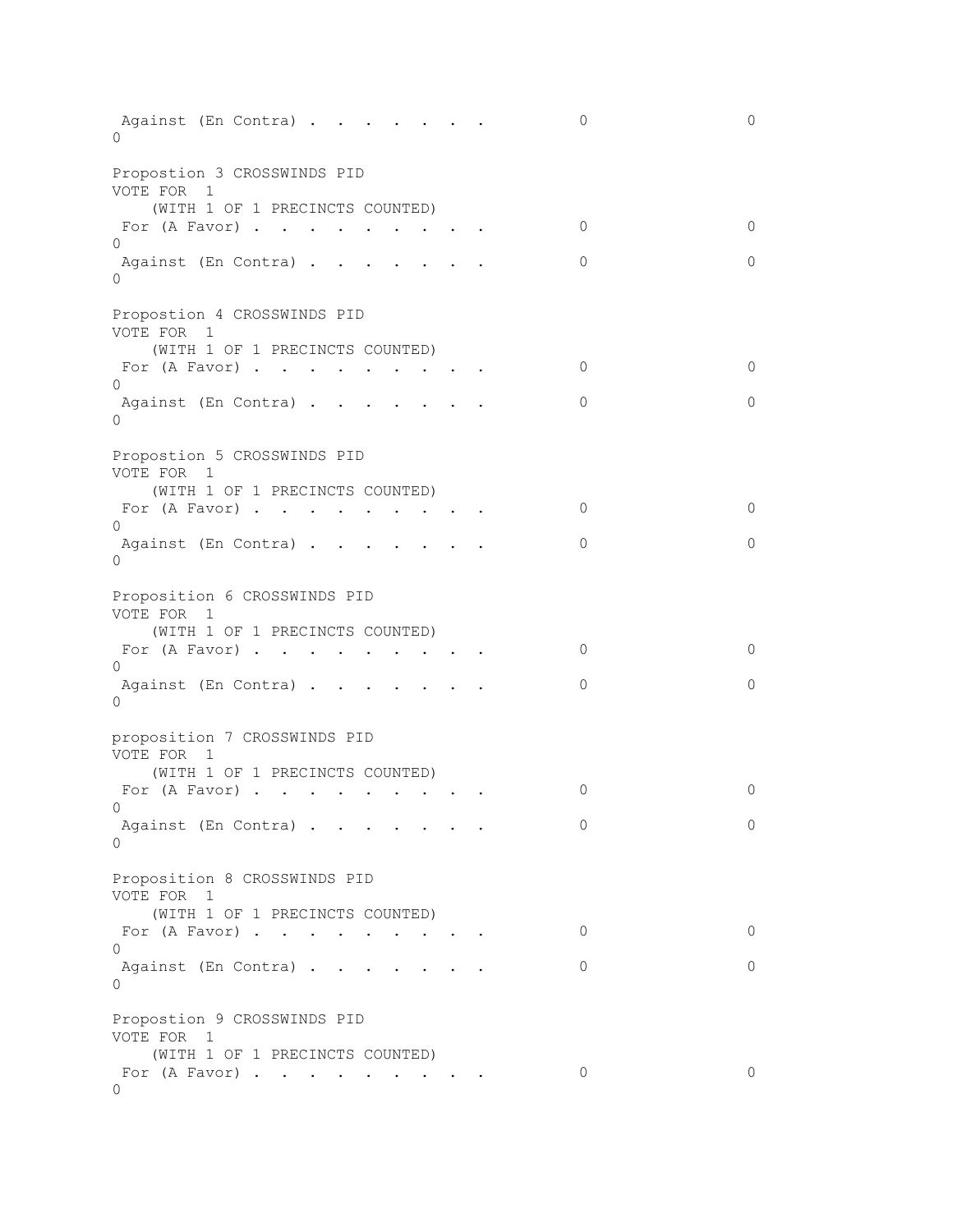```
 Against (En Contra) . . . . . . . .          0                 0
0

Propostion 3 CROSSWINDS PID
VOTE FOR  1
    (WITH 1 OF 1 PRECINCTS COUNTED)
 For (A Favor) . . . . . . . . . .          0                 0
0
 Against (En Contra) . . . . . . . .          0                 0
0

Propostion 4 CROSSWINDS PID
VOTE FOR  1
    (WITH 1 OF 1 PRECINCTS COUNTED)
 For (A Favor) . . . . . . . . . .          0                 0
0
 Against (En Contra) . . . . . . . .          0                 0
0

Propostion 5 CROSSWINDS PID
VOTE FOR  1
    (WITH 1 OF 1 PRECINCTS COUNTED)
 For (A Favor) . . . . . . . . . .          0                 0
0
 Against (En Contra) . . . . . . . .          0                 0
0

Proposition 6 CROSSWINDS PID
VOTE FOR  1
    (WITH 1 OF 1 PRECINCTS COUNTED)
 For (A Favor) . . . . . . . . . .          0                 0
0
 Against (En Contra) . . . . . . . .          0                 0
0

proposition 7 CROSSWINDS PID
VOTE FOR  1
    (WITH 1 OF 1 PRECINCTS COUNTED)
 For (A Favor) . . . . . . . . . .          0                 0
0
 Against (En Contra) . . . . . . . .          0                 0
0

Proposition 8 CROSSWINDS PID
VOTE FOR  1
    (WITH 1 OF 1 PRECINCTS COUNTED)
 For (A Favor) . . . . . . . . . .          0                 0
0
 Against (En Contra) . . . . . . . .          0                 0
0

Propostion 9 CROSSWINDS PID
VOTE FOR  1
    (WITH 1 OF 1 PRECINCTS COUNTED)
 For (A Favor) . . . . . . . . . .          0                 0
0
```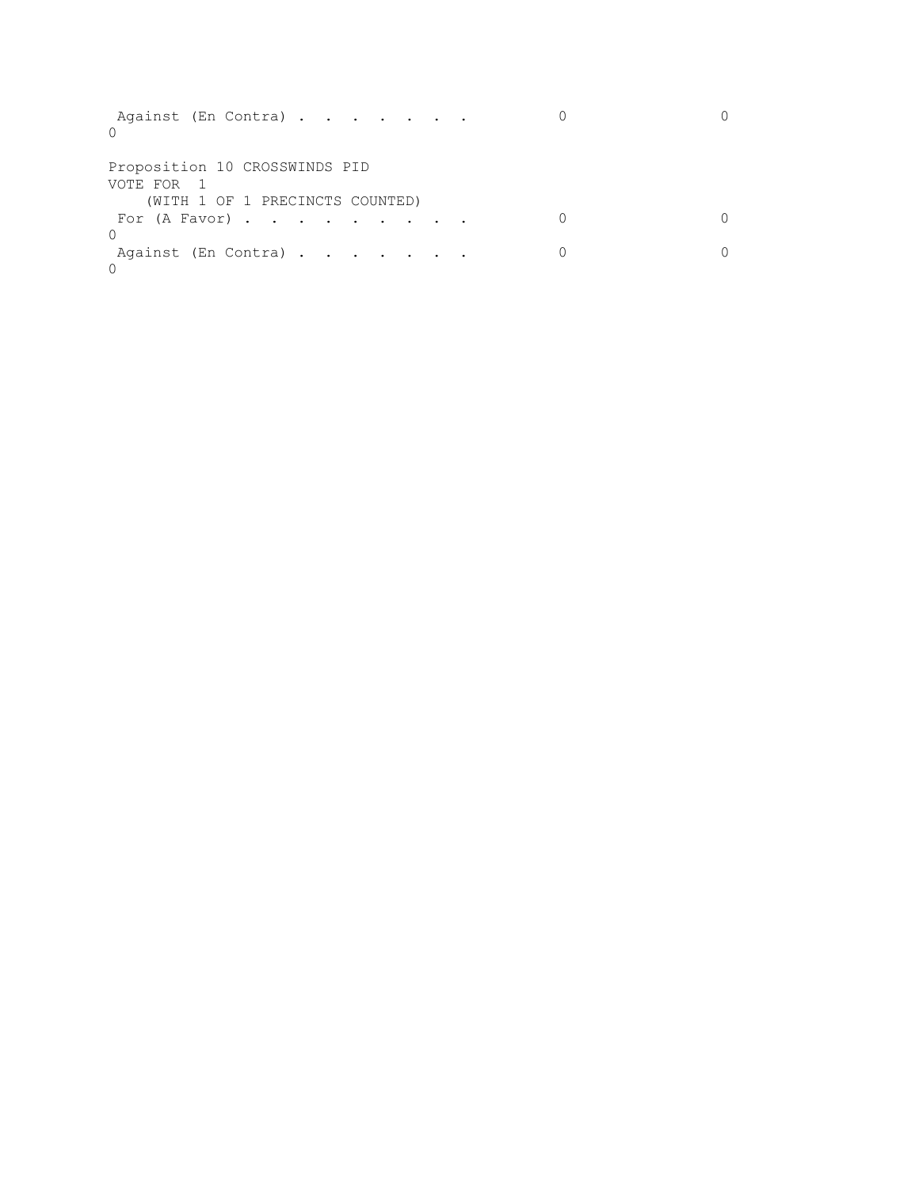Against (En Contra) . . . . . . . .          0                    0
0

Proposition 10 CROSSWINDS PID
VOTE FOR  1
    (WITH 1 OF 1 PRECINCTS COUNTED)
For (A Favor) . . . . . . . . . .          0                    0
0
Against (En Contra) . . . . . . . .          0                    0
0